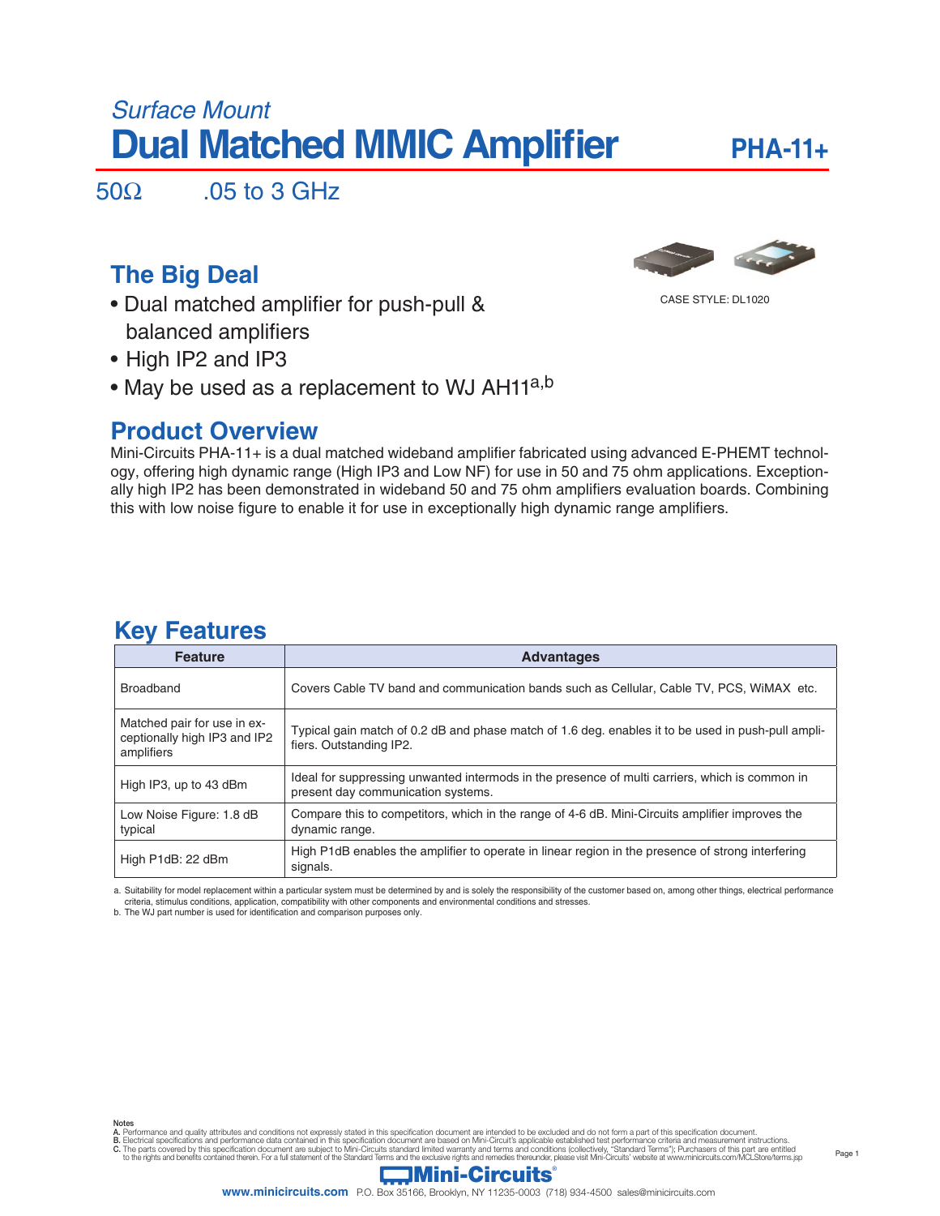*Surface Mount*

# Dual Matched MMIC Amplifier

**PHA-11+**

50Ω .05 to 3 GHz

CASE STYLE: DL1020

## The Big Deal

- Dual matched amplifier for push-pull & balanced amplifiers
- High IP2 and IP3
- May be used as a replacement to WJ AH11[a,b]

## Product Overview

Mini-Circuits PHA-11+ is a dual matched wideband amplifier fabricated using advanced E-PHEMT technology, offering high dynamic range (High IP3 and Low NF) for use in 50 and 75 ohm applications. Exceptionally high IP2 has been demonstrated in wideband 50 and 75 ohm amplifiers evaluation boards. Combining this with low noise figure to enable it for use in exceptionally high dynamic range amplifiers.

## Key Features

| Feature | Advantages |
|---|---|
| Broadband | Covers Cable TV band and communication bands such as Cellular, Cable TV, PCS, WiMAX etc. |
| Matched pair for use in exceptionally high IP3 and IP2 amplifiers | Typical gain match of 0.2 dB and phase match of 1.6 deg. enables it to be used in push-pull amplifiers. Outstanding IP2. |
| High IP3, up to 43 dBm | Ideal for suppressing unwanted intermods in the presence of multi carriers, which is common in present day communication systems. |
| Low Noise Figure: 1.8 dB typical | Compare this to competitors, which in the range of 4-6 dB. Mini-Circuits amplifier improves the dynamic range. |
| High P1dB: 22 dBm | High P1dB enables the amplifier to operate in linear region in the presence of strong interfering signals. |

a. Suitability for model replacement within a particular system must be determined by and is solely the responsibility of the customer based on, among other things, electrical performance criteria, stimulus conditions, application, compatibility with other components and environmental conditions and stresses.
b. The WJ part number is used for identification and comparison purposes only.

Notes
A. Performance and quality attributes and conditions not expressly stated in this specification document are intended to be excluded and do not form a part of this specification document.
B. Electrical specifications and performance data contained in this specification document are based on Mini-Circuit's applicable established test performance criteria and measurement instructions.
C. The parts covered by this specification document are subject to Mini-Circuits standard limited warranty and terms and conditions (collectively, "Standard Terms"); Purchasers of this part are entitled to the rights and benefits contained therein. For a full statement of the Standard Terms and the exclusive rights and remedies thereunder, please visit Mini-Circuits' website at www.minicircuits.com/MCLStore/terms.jsp

Mini-Circuits®
www.minicircuits.com P.O. Box 35166, Brooklyn, NY 11235-0003 (718) 934-4500 sales@minicircuits.com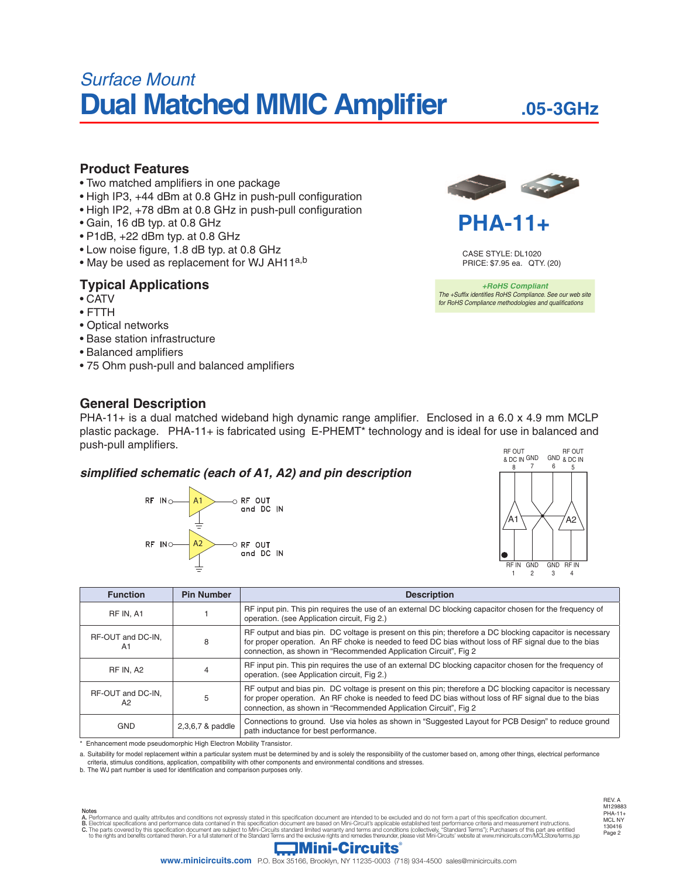*Surface Mount*

# Dual Matched MMIC Amplifier

**.05-3GHz**

## Product Features

- Two matched amplifiers in one package
- High IP3, +44 dBm at 0.8 GHz in push-pull configuration
- High IP2, +78 dBm at 0.8 GHz in push-pull configuration
- Gain, 16 dB typ. at 0.8 GHz
- P1dB, +22 dBm typ. at 0.8 GHz
- Low noise figure, 1.8 dB typ. at 0.8 GHz
- May be used as replacement for WJ AH11[a,b]

## Typical Applications

- CATV
- FTTH
- Optical networks
- Base station infrastructure
- Balanced amplifiers
- 75 Ohm push-pull and balanced amplifiers

**PHA-11+**

CASE STYLE: DL1020
PRICE: $7.95 ea. QTY. (20)

***+RoHS Compliant***
*The +Suffix identifies RoHS Compliance. See our web site for RoHS Compliance methodologies and qualifications*

## General Description

PHA-11+ is a dual matched wideband high dynamic range amplifier. Enclosed in a 6.0 x 4.9 mm MCLP plastic package. PHA-11+ is fabricated using E-PHEMT* technology and is ideal for use in balanced and push-pull amplifiers.

### *simplified schematic (each of A1, A2) and pin description*

RF IN — A1 — RF OUT and DC IN

RF IN — A2 — RF OUT and DC IN

Pins: 8 RF OUT & DC IN, 7 GND, 6 GND, 5 RF OUT & DC IN, 1 RF IN, 2 GND, 3 GND, 4 RF IN

| Function | Pin Number | Description |
|---|---|---|
| RF IN, A1 | 1 | RF input pin. This pin requires the use of an external DC blocking capacitor chosen for the frequency of operation. (see Application circuit, Fig 2.) |
| RF-OUT and DC-IN, A1 | 8 | RF output and bias pin. DC voltage is present on this pin; therefore a DC blocking capacitor is necessary for proper operation. An RF choke is needed to feed DC bias without loss of RF signal due to the bias connection, as shown in "Recommended Application Circuit", Fig 2 |
| RF IN, A2 | 4 | RF input pin. This pin requires the use of an external DC blocking capacitor chosen for the frequency of operation. (see Application circuit, Fig 2.) |
| RF-OUT and DC-IN, A2 | 5 | RF output and bias pin. DC voltage is present on this pin; therefore a DC blocking capacitor is necessary for proper operation. An RF choke is needed to feed DC bias without loss of RF signal due to the bias connection, as shown in "Recommended Application Circuit", Fig 2 |
| GND | 2,3,6,7 & paddle | Connections to ground. Use via holes as shown in "Suggested Layout for PCB Design" to reduce ground path inductance for best performance. |

\* Enhancement mode pseudomorphic High Electron Mobility Transistor.

a. Suitability for model replacement within a particular system must be determined by and is solely the responsibility of the customer based on, among other things, electrical performance criteria, stimulus conditions, application, compatibility with other components and environmental conditions and stresses.

b. The WJ part number is used for identification and comparison purposes only.

Notes
A. Performance and quality attributes and conditions not expressly stated in this specification document are intended to be excluded and do not form a part of this specification document.
B. Electrical specifications and performance data contained in this specification document are based on Mini-Circuit's applicable established test performance criteria and measurement instructions.
C. The parts covered by this specification document are subject to Mini-Circuits standard limited warranty and terms and conditions (collectively, "Standard Terms"); Purchasers of this part are entitled to the rights and benefits contained therein. For a full statement of the Standard Terms and the exclusive rights and remedies thereunder, please visit Mini-Circuits' website at www.minicircuits.com/MCLStore/terms.jsp

REV. A
M129883
PHA-11+
MCL NY
130416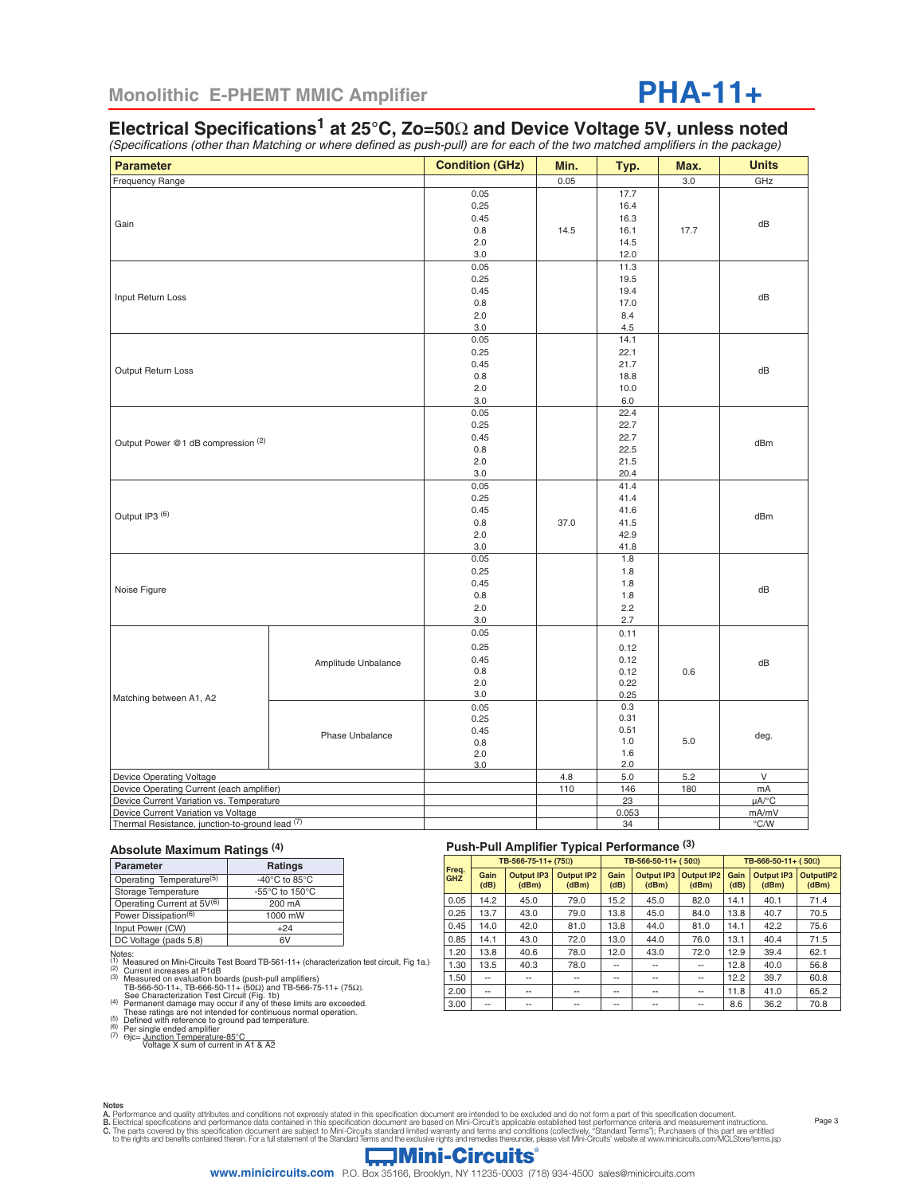Monolithic E-PHEMT MMIC Amplifier

# PHA-11+

## Electrical Specifications[1] at 25°C, Zo=50Ω and Device Voltage 5V, unless noted

*(Specifications (other than Matching or where defined as push-pull) are for each of the two matched amplifiers in the package)*

| Parameter | | Condition (GHz) | Min. | Typ. | Max. | Units |
|---|---|---|---|---|---|---|
| Frequency Range | | | 0.05 | | 3.0 | GHz |
| Gain | | 0.05 | | 17.7 | | dB |
| | | 0.25 | | 16.4 | | |
| | | 0.45 | | 16.3 | | |
| | | 0.8 | 14.5 | 16.1 | 17.7 | |
| | | 2.0 | | 14.5 | | |
| | | 3.0 | | 12.0 | | |
| Input Return Loss | | 0.05 | | 11.3 | | dB |
| | | 0.25 | | 19.5 | | |
| | | 0.45 | | 19.4 | | |
| | | 0.8 | | 17.0 | | |
| | | 2.0 | | 8.4 | | |
| | | 3.0 | | 4.5 | | |
| Output Return Loss | | 0.05 | | 14.1 | | dB |
| | | 0.25 | | 22.1 | | |
| | | 0.45 | | 21.7 | | |
| | | 0.8 | | 18.8 | | |
| | | 2.0 | | 10.0 | | |
| | | 3.0 | | 6.0 | | |
| Output Power @1 dB compression [2] | | 0.05 | | 22.4 | | dBm |
| | | 0.25 | | 22.7 | | |
| | | 0.45 | | 22.7 | | |
| | | 0.8 | | 22.5 | | |
| | | 2.0 | | 21.5 | | |
| | | 3.0 | | 20.4 | | |
| Output IP3 [6] | | 0.05 | | 41.4 | | dBm |
| | | 0.25 | | 41.4 | | |
| | | 0.45 | | 41.6 | | |
| | | 0.8 | 37.0 | 41.5 | | |
| | | 2.0 | | 42.9 | | |
| | | 3.0 | | 41.8 | | |
| Noise Figure | | 0.05 | | 1.8 | | dB |
| | | 0.25 | | 1.8 | | |
| | | 0.45 | | 1.8 | | |
| | | 0.8 | | 1.8 | | |
| | | 2.0 | | 2.2 | | |
| | | 3.0 | | 2.7 | | |
| Matching between A1, A2 | Amplitude Unbalance | 0.05 | | 0.11 | | dB |
| | | 0.25 | | 0.12 | | |
| | | 0.45 | | 0.12 | | |
| | | 0.8 | | 0.12 | 0.6 | |
| | | 2.0 | | 0.22 | | |
| | | 3.0 | | 0.25 | | |
| | Phase Unbalance | 0.05 | | 0.3 | | deg. |
| | | 0.25 | | 0.31 | | |
| | | 0.45 | | 0.51 | | |
| | | 0.8 | | 1.0 | 5.0 | |
| | | 2.0 | | 1.6 | | |
| | | 3.0 | | 2.0 | | |
| Device Operating Voltage | | | 4.8 | 5.0 | 5.2 | V |
| Device Operating Current (each amplifier) | | | 110 | 146 | 180 | mA |
| Device Current Variation vs. Temperature | | | | 23 | | µA/°C |
| Device Current Variation vs Voltage | | | | 0.053 | | mA/mV |
| Thermal Resistance, junction-to-ground lead [7] | | | | 34 | | °C/W |

### Absolute Maximum Ratings [4]

| Parameter | Ratings |
|---|---|
| Operating Temperature[5] | -40°C to 85°C |
| Storage Temperature | -55°C to 150°C |
| Operating Current at 5V[6] | 200 mA |
| Power Dissipation[6] | 1000 mW |
| Input Power (CW) | +24 |
| DC Voltage (pads 5,8) | 6V |

Notes:
(1) Measured on Mini-Circuits Test Board TB-561-11+ (characterization test circuit, Fig 1a.)
(2) Current increases at P1dB
(3) Measured on evaluation boards (push-pull amplifiers) TB-566-50-11+, TB-666-50-11+ (50Ω) and TB-566-75-11+ (75Ω). See Characterization Test Circuit (Fig. 1b)
(4) Permanent damage may occur if any of these limits are exceeded. These ratings are not intended for continuous normal operation.
(5) Defined with reference to ground pad temperature.
(6) Per single ended amplifier
(7) $\Theta jc = \frac{\text{Junction Temperature} - 85°C}{\text{Voltage X sum of current in A1 \& A2}}$

### Push-Pull Amplifier Typical Performance [3]

| Freq. GHZ | TB-566-75-11+ (75Ω) Gain (dB) | Output IP3 (dBm) | Output IP2 (dBm) | TB-566-50-11+ (50Ω) Gain (dB) | Output IP3 (dBm) | Output IP2 (dBm) | TB-666-50-11+ (50Ω) Gain (dB) | Output IP3 (dBm) | OutputIP2 (dBm) |
|---|---|---|---|---|---|---|---|---|---|
| 0.05 | 14.2 | 45.0 | 79.0 | 15.2 | 45.0 | 82.0 | 14.1 | 40.1 | 71.4 |
| 0.25 | 13.7 | 43.0 | 79.0 | 13.8 | 45.0 | 84.0 | 13.8 | 40.7 | 70.5 |
| 0.45 | 14.0 | 42.0 | 81.0 | 13.8 | 44.0 | 81.0 | 14.1 | 42.2 | 75.6 |
| 0.85 | 14.1 | 43.0 | 72.0 | 13.0 | 44.0 | 76.0 | 13.1 | 40.4 | 71.5 |
| 1.20 | 13.8 | 40.6 | 78.0 | 12.0 | 43.0 | 72.0 | 12.9 | 39.4 | 62.1 |
| 1.30 | 13.5 | 40.3 | 78.0 | -- | -- | -- | 12.8 | 40.0 | 56.8 |
| 1.50 | -- | -- | -- | -- | -- | -- | 12.2 | 39.7 | 60.8 |
| 2.00 | -- | -- | -- | -- | -- | -- | 11.8 | 41.0 | 65.2 |
| 3.00 | -- | -- | -- | -- | -- | -- | 8.6 | 36.2 | 70.8 |

Notes
A. Performance and quality attributes and conditions not expressly stated in this specification document are intended to be excluded and do not form a part of this specification document.
B. Electrical specifications and performance data contained in this specification document are based on Mini-Circuit's applicable established test performance criteria and measurement instructions.
C. The parts covered by this specification document are subject to Mini-Circuits standard limited warranty and terms and conditions (collectively, "Standard Terms"); Purchasers of this part are entitled to the rights and benefits contained therein. For a full statement of the Standard Terms and the exclusive rights and remedies thereunder, please visit Mini-Circuits' website at www.minicircuits.com/MCLStore/terms.jsp

Mini-Circuits®
www.minicircuits.com P.O. Box 35166, Brooklyn, NY 11235-0003 (718) 934-4500 sales@minicircuits.com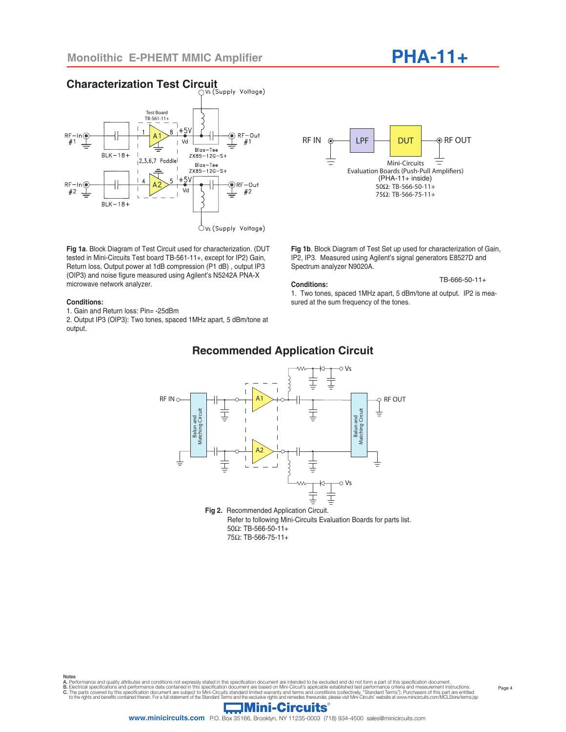## Characterization Test Circuit

**Fig 1a**. Block Diagram of Test Circuit used for characterization. (DUT tested in Mini-Circuits Test board TB-561-11+, except for IP2) Gain, Return loss, Output power at 1dB compression (P1 dB) , output IP3 (OIP3) and noise figure measured using Agilent's N5242A PNA-X microwave network analyzer.

**Conditions:**

1. Gain and Return loss: Pin= -25dBm
2. Output IP3 (OIP3): Two tones, spaced 1MHz apart, 5 dBm/tone at output.

Mini-Circuits Evaluation Boards (Push-Pull Amplifiers) (PHA-11+ inside)
50Ω: TB-566-50-11+
75Ω: TB-566-75-11+

**Fig 1b**. Block Diagram of Test Set up used for characterization of Gain, IP2, IP3. Measured using Agilent's signal generators E8527D and Spectrum analyzer N9020A.

TB-666-50-11+

**Conditions:**

1. Two tones, spaced 1MHz apart, 5 dBm/tone at output. IP2 is measured at the sum frequency of the tones.

## Recommended Application Circuit

**Fig 2.** Recommended Application Circuit.
Refer to following Mini-Circuits Evaluation Boards for parts list.
50Ω: TB-566-50-11+
75Ω: TB-566-75-11+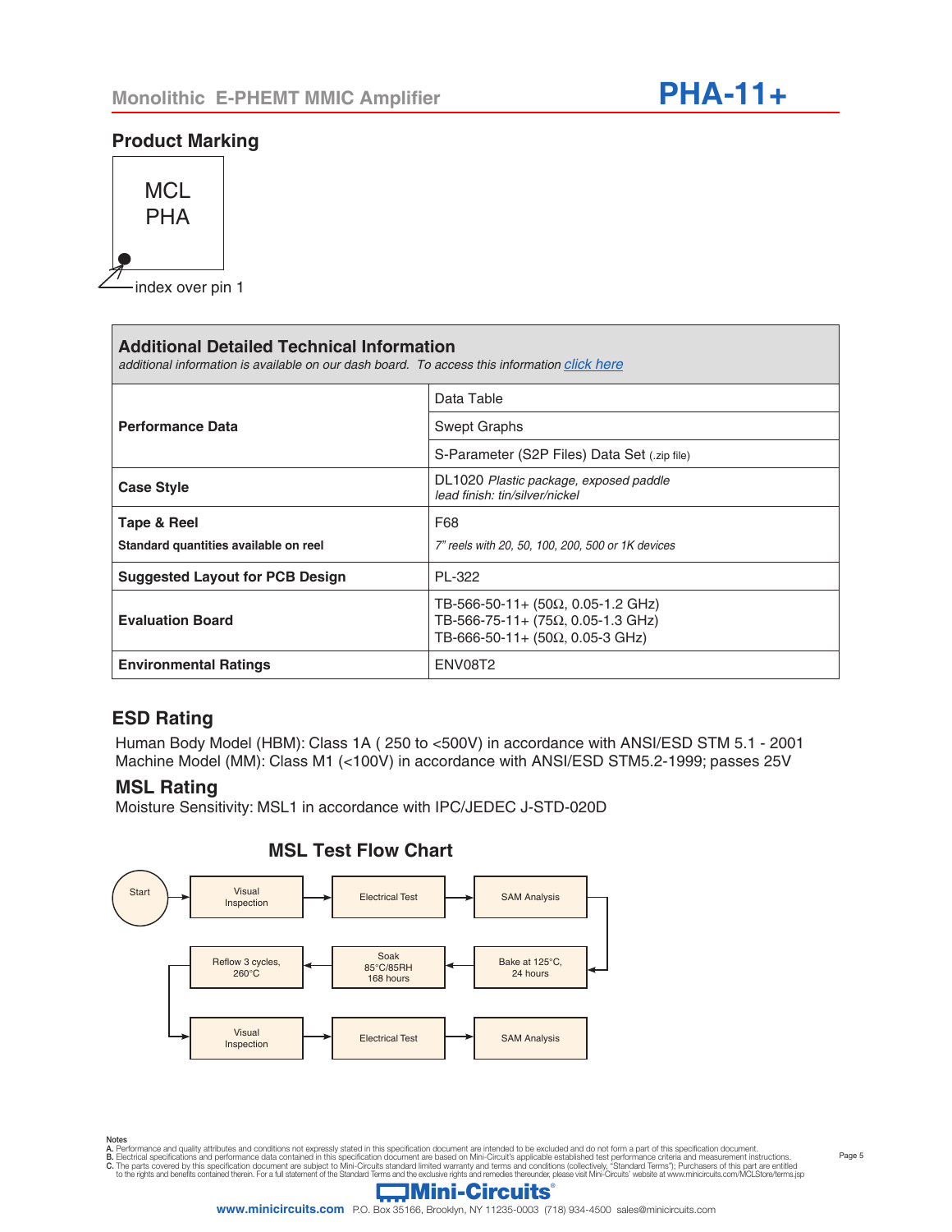## Product Marking

MCL
PHA

index over pin 1

| Additional Detailed Technical Information<br>*additional information is available on our dash board. To access this information click here* | |
|---|---|
| **Performance Data** | Data Table |
| | Swept Graphs |
| | S-Parameter (S2P Files) Data Set (.zip file) |
| **Case Style** | DL1020 *Plastic package, exposed paddle*<br>*lead finish: tin/silver/nickel* |
| **Tape & Reel**<br>**Standard quantities available on reel** | F68<br>*7" reels with 20, 50, 100, 200, 500 or 1K devices* |
| **Suggested Layout for PCB Design** | PL-322 |
| **Evaluation Board** | TB-566-50-11+ (50Ω, 0.05-1.2 GHz)<br>TB-566-75-11+ (75Ω, 0.05-1.3 GHz)<br>TB-666-50-11+ (50Ω, 0.05-3 GHz) |
| **Environmental Ratings** | ENV08T2 |

## ESD Rating

Human Body Model (HBM): Class 1A ( 250 to <500V) in accordance with ANSI/ESD STM 5.1 - 2001
Machine Model (MM): Class M1 (<100V) in accordance with ANSI/ESD STM5.2-1999; passes 25V

## MSL Rating

Moisture Sensitivity: MSL1 in accordance with IPC/JEDEC J-STD-020D

### MSL Test Flow Chart

Start
Visual Inspection
Electrical Test
SAM Analysis
Bake at 125°C, 24 hours
Soak 85°C/85RH 168 hours
Reflow 3 cycles, 260°C
Visual Inspection
Electrical Test
SAM Analysis

Notes
A. Performance and quality attributes and conditions not expressly stated in this specification document are intended to be excluded and do not form a part of this specification document.
B. Electrical specifications and performance data contained in this specification document are based on Mini-Circuit's applicable established test performance criteria and measurement instructions.
C. The parts covered by this specification document are subject to Mini-Circuits standard limited warranty and terms and conditions (collectively, "Standard Terms"); Purchasers of this part are entitled to the rights and benefits contained therein. For a full statement of the Standard Terms and the exclusive rights and remedies thereunder, please visit Mini-Circuits' website at www.minicircuits.com/MCLStore/terms.jsp